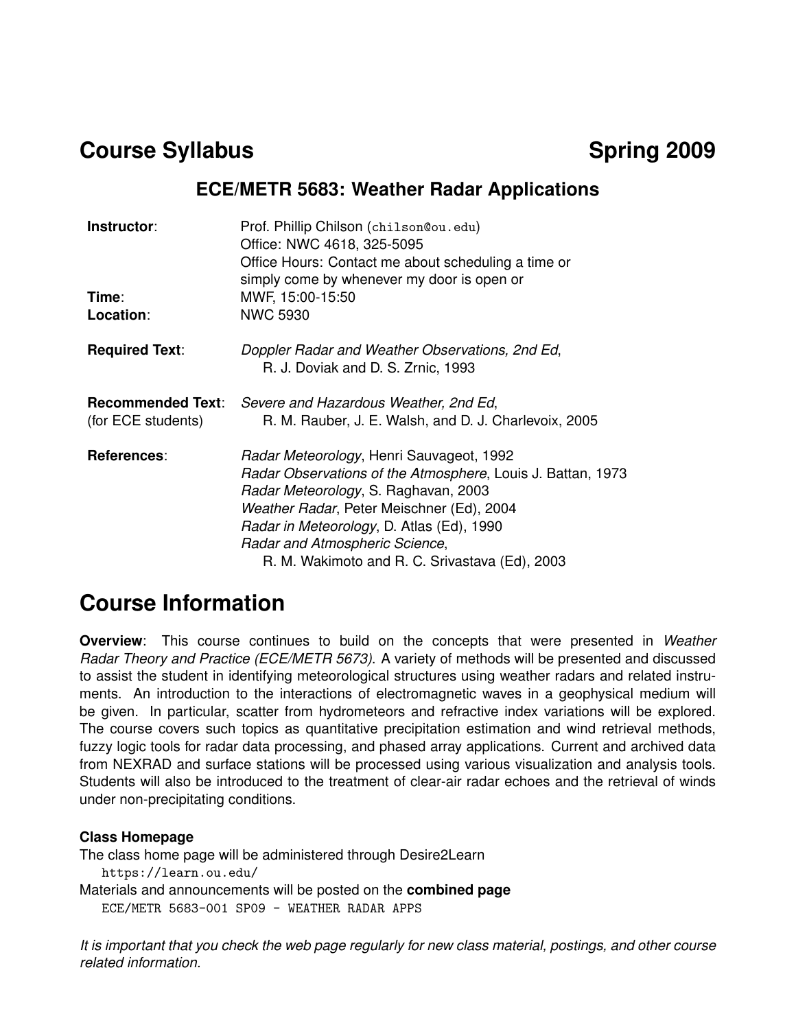# Course Syllabus — Spring 2009

## ECE/METR 5683: Weather Radar Applications

**Instructor**: Prof. Phillip Chilson (chilson@ou.edu)
Office: NWC 4618, 325-5095
Office Hours: Contact me about scheduling a time or simply come by whenever my door is open or

**Time**: MWF, 15:00-15:50

**Location**: NWC 5930

**Required Text**: *Doppler Radar and Weather Observations, 2nd Ed*, R. J. Doviak and D. S. Zrnic, 1993

**Recommended Text**: (for ECE students) *Severe and Hazardous Weather, 2nd Ed*, R. M. Rauber, J. E. Walsh, and D. J. Charlevoix, 2005

**References**:
*Radar Meteorology*, Henri Sauvageot, 1992
*Radar Observations of the Atmosphere*, Louis J. Battan, 1973
*Radar Meteorology*, S. Raghavan, 2003
*Weather Radar*, Peter Meischner (Ed), 2004
*Radar in Meteorology*, D. Atlas (Ed), 1990
*Radar and Atmospheric Science*, R. M. Wakimoto and R. C. Srivastava (Ed), 2003

# Course Information

**Overview**: This course continues to build on the concepts that were presented in *Weather Radar Theory and Practice (ECE/METR 5673).* A variety of methods will be presented and discussed to assist the student in identifying meteorological structures using weather radars and related instruments. An introduction to the interactions of electromagnetic waves in a geophysical medium will be given. In particular, scatter from hydrometeors and refractive index variations will be explored. The course covers such topics as quantitative precipitation estimation and wind retrieval methods, fuzzy logic tools for radar data processing, and phased array applications. Current and archived data from NEXRAD and surface stations will be processed using various visualization and analysis tools. Students will also be introduced to the treatment of clear-air radar echoes and the retrieval of winds under non-precipitating conditions.

### Class Homepage

The class home page will be administered through Desire2Learn
`https://learn.ou.edu/`
Materials and announcements will be posted on the **combined page**
`ECE/METR 5683-001 SP09 - WEATHER RADAR APPS`

*It is important that you check the web page regularly for new class material, postings, and other course related information.*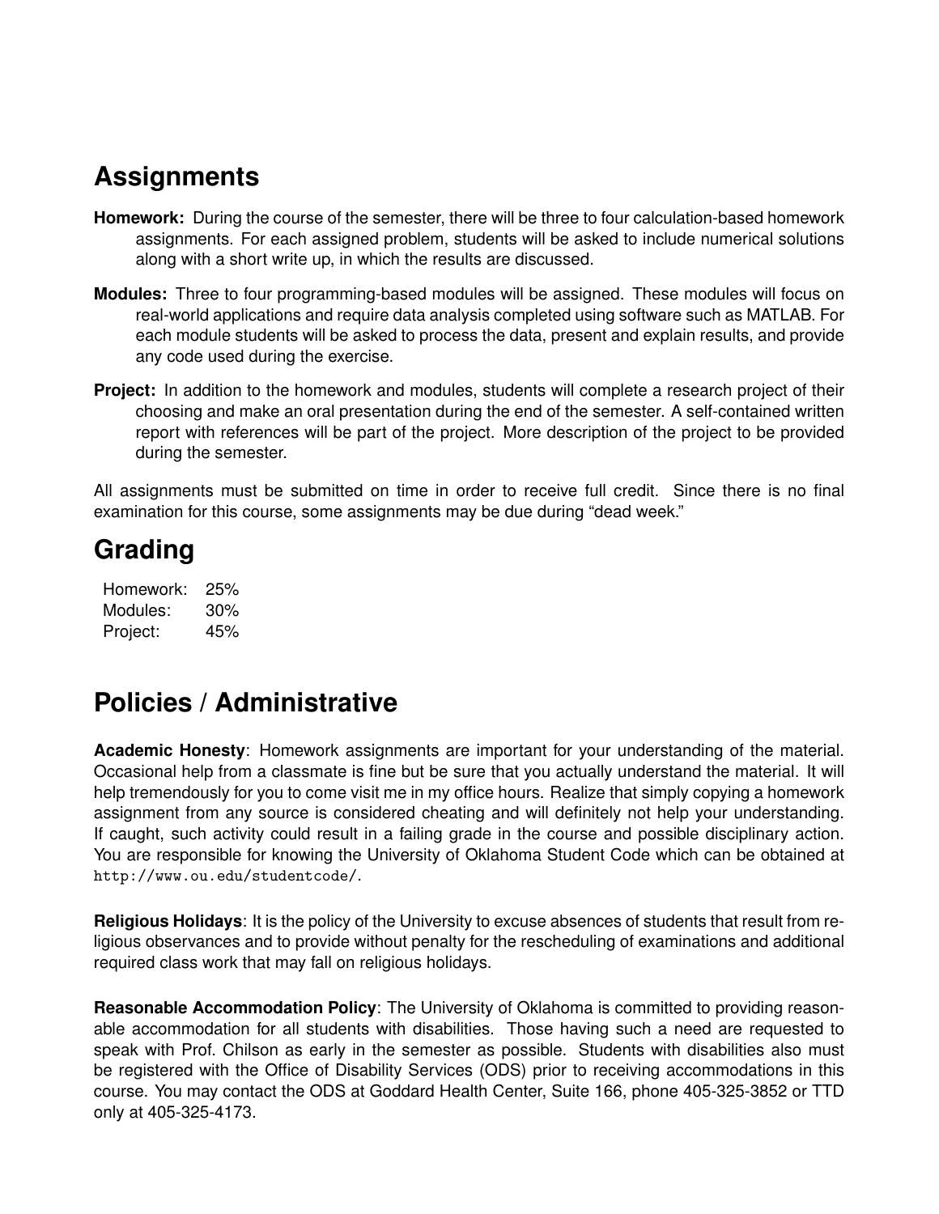# Assignments

**Homework:** During the course of the semester, there will be three to four calculation-based homework assignments. For each assigned problem, students will be asked to include numerical solutions along with a short write up, in which the results are discussed.

**Modules:** Three to four programming-based modules will be assigned. These modules will focus on real-world applications and require data analysis completed using software such as MATLAB. For each module students will be asked to process the data, present and explain results, and provide any code used during the exercise.

**Project:** In addition to the homework and modules, students will complete a research project of their choosing and make an oral presentation during the end of the semester. A self-contained written report with references will be part of the project. More description of the project to be provided during the semester.

All assignments must be submitted on time in order to receive full credit. Since there is no final examination for this course, some assignments may be due during "dead week."

# Grading

| | |
|---|---|
| Homework: | 25% |
| Modules: | 30% |
| Project: | 45% |

# Policies / Administrative

**Academic Honesty**: Homework assignments are important for your understanding of the material. Occasional help from a classmate is fine but be sure that you actually understand the material. It will help tremendously for you to come visit me in my office hours. Realize that simply copying a homework assignment from any source is considered cheating and will definitely not help your understanding. If caught, such activity could result in a failing grade in the course and possible disciplinary action. You are responsible for knowing the University of Oklahoma Student Code which can be obtained at http://www.ou.edu/studentcode/.

**Religious Holidays**: It is the policy of the University to excuse absences of students that result from religious observances and to provide without penalty for the rescheduling of examinations and additional required class work that may fall on religious holidays.

**Reasonable Accommodation Policy**: The University of Oklahoma is committed to providing reasonable accommodation for all students with disabilities. Those having such a need are requested to speak with Prof. Chilson as early in the semester as possible. Students with disabilities also must be registered with the Office of Disability Services (ODS) prior to receiving accommodations in this course. You may contact the ODS at Goddard Health Center, Suite 166, phone 405-325-3852 or TTD only at 405-325-4173.